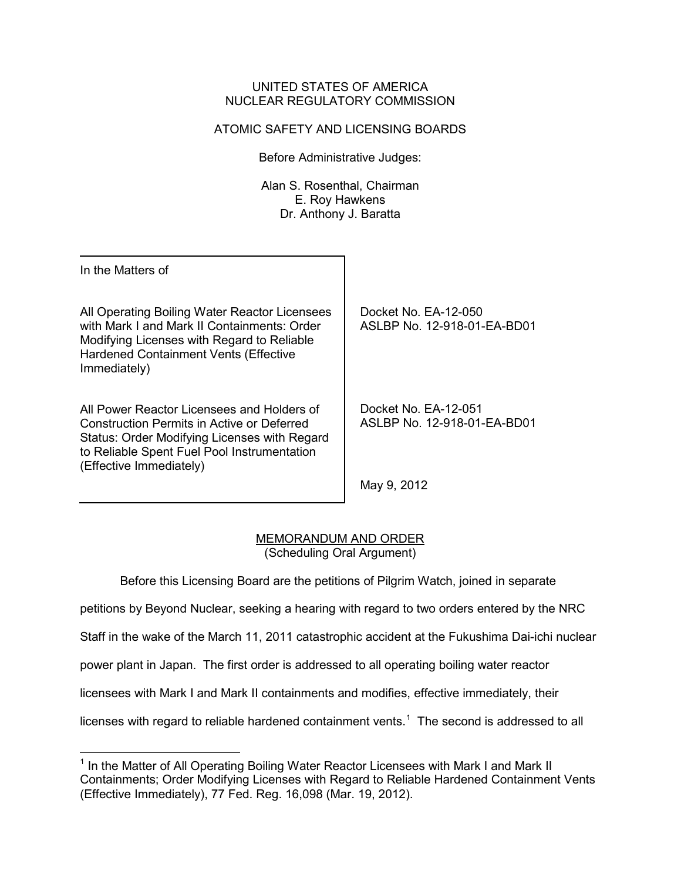UNITED STATES OF AMERICA
NUCLEAR REGULATORY COMMISSION

ATOMIC SAFETY AND LICENSING BOARDS

Before Administrative Judges:

Alan S. Rosenthal, Chairman
E. Roy Hawkens
Dr. Anthony J. Baratta

| In the Matters of | |
|---|---|
| All Operating Boiling Water Reactor Licensees with Mark I and Mark II Containments: Order Modifying Licenses with Regard to Reliable Hardened Containment Vents (Effective Immediately) | Docket No. EA-12-050<br>ASLBP No. 12-918-01-EA-BD01 |
| All Power Reactor Licensees and Holders of Construction Permits in Active or Deferred Status: Order Modifying Licenses with Regard to Reliable Spent Fuel Pool Instrumentation (Effective Immediately) | Docket No. EA-12-051<br>ASLBP No. 12-918-01-EA-BD01 |
| | May 9, 2012 |

MEMORANDUM AND ORDER
(Scheduling Oral Argument)

Before this Licensing Board are the petitions of Pilgrim Watch, joined in separate petitions by Beyond Nuclear, seeking a hearing with regard to two orders entered by the NRC Staff in the wake of the March 11, 2011 catastrophic accident at the Fukushima Dai-ichi nuclear power plant in Japan. The first order is addressed to all operating boiling water reactor licensees with Mark I and Mark II containments and modifies, effective immediately, their licenses with regard to reliable hardened containment vents.[1] The second is addressed to all

[1] In the Matter of All Operating Boiling Water Reactor Licensees with Mark I and Mark II Containments; Order Modifying Licenses with Regard to Reliable Hardened Containment Vents (Effective Immediately), 77 Fed. Reg. 16,098 (Mar. 19, 2012).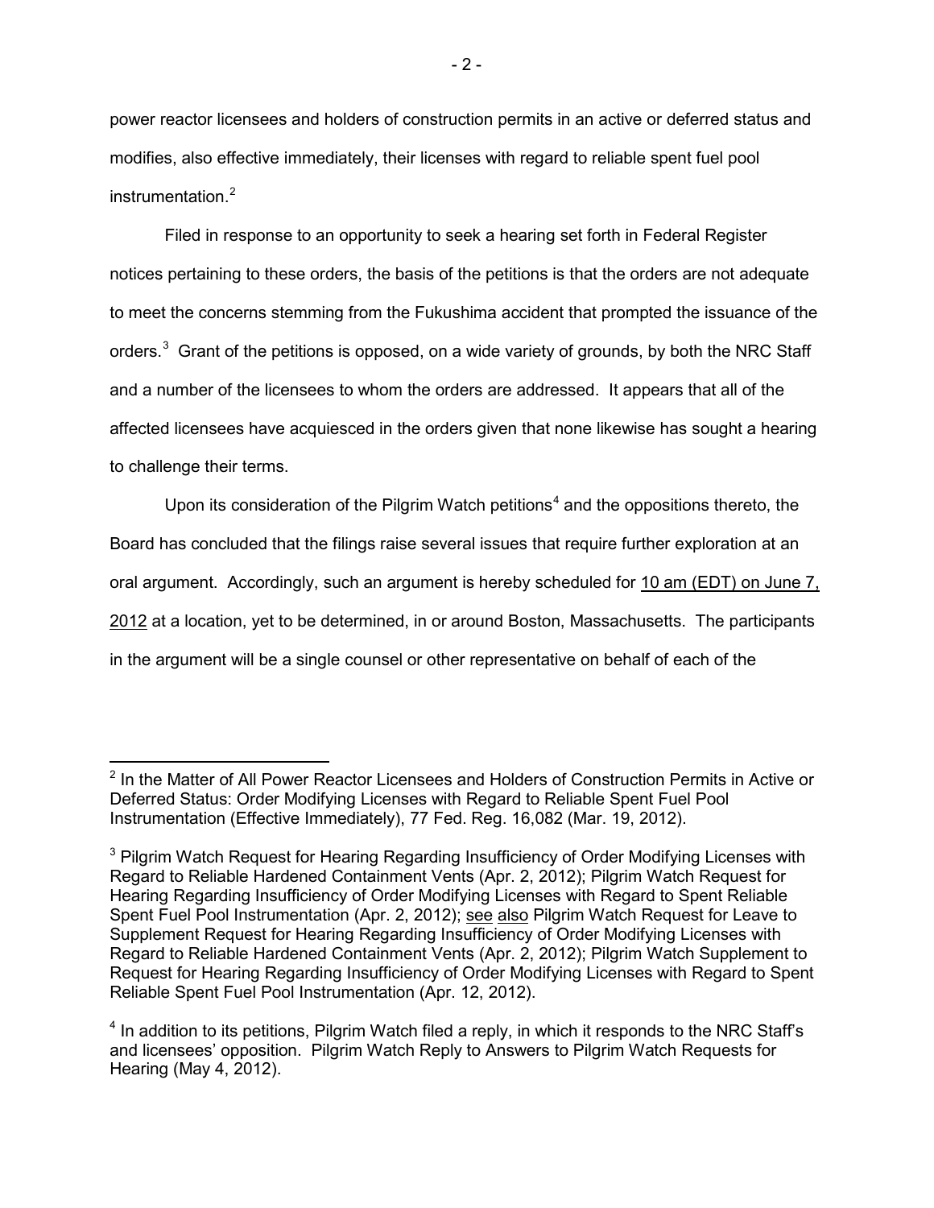power reactor licensees and holders of construction permits in an active or deferred status and modifies, also effective immediately, their licenses with regard to reliable spent fuel pool instrumentation.[2]

Filed in response to an opportunity to seek a hearing set forth in Federal Register notices pertaining to these orders, the basis of the petitions is that the orders are not adequate to meet the concerns stemming from the Fukushima accident that prompted the issuance of the orders.[3] Grant of the petitions is opposed, on a wide variety of grounds, by both the NRC Staff and a number of the licensees to whom the orders are addressed. It appears that all of the affected licensees have acquiesced in the orders given that none likewise has sought a hearing to challenge their terms.

Upon its consideration of the Pilgrim Watch petitions[4] and the oppositions thereto, the Board has concluded that the filings raise several issues that require further exploration at an oral argument. Accordingly, such an argument is hereby scheduled for <u>10 am (EDT) on June 7, 2012</u> at a location, yet to be determined, in or around Boston, Massachusetts. The participants in the argument will be a single counsel or other representative on behalf of each of the

---

[2] In the Matter of All Power Reactor Licensees and Holders of Construction Permits in Active or Deferred Status: Order Modifying Licenses with Regard to Reliable Spent Fuel Pool Instrumentation (Effective Immediately), 77 Fed. Reg. 16,082 (Mar. 19, 2012).

[3] Pilgrim Watch Request for Hearing Regarding Insufficiency of Order Modifying Licenses with Regard to Reliable Hardened Containment Vents (Apr. 2, 2012); Pilgrim Watch Request for Hearing Regarding Insufficiency of Order Modifying Licenses with Regard to Spent Reliable Spent Fuel Pool Instrumentation (Apr. 2, 2012); <u>see</u> <u>also</u> Pilgrim Watch Request for Leave to Supplement Request for Hearing Regarding Insufficiency of Order Modifying Licenses with Regard to Reliable Hardened Containment Vents (Apr. 2, 2012); Pilgrim Watch Supplement to Request for Hearing Regarding Insufficiency of Order Modifying Licenses with Regard to Spent Reliable Spent Fuel Pool Instrumentation (Apr. 12, 2012).

[4] In addition to its petitions, Pilgrim Watch filed a reply, in which it responds to the NRC Staff's and licensees' opposition. Pilgrim Watch Reply to Answers to Pilgrim Watch Requests for Hearing (May 4, 2012).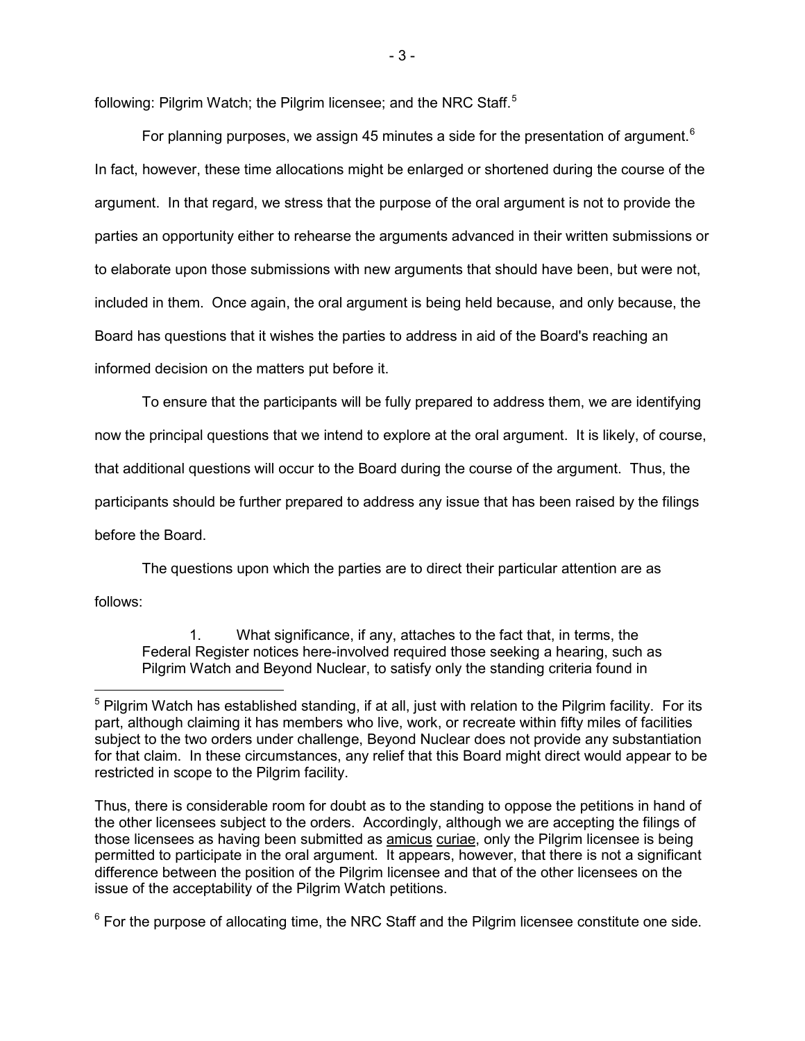following: Pilgrim Watch; the Pilgrim licensee; and the NRC Staff.[5]

For planning purposes, we assign 45 minutes a side for the presentation of argument.[6] In fact, however, these time allocations might be enlarged or shortened during the course of the argument. In that regard, we stress that the purpose of the oral argument is not to provide the parties an opportunity either to rehearse the arguments advanced in their written submissions or to elaborate upon those submissions with new arguments that should have been, but were not, included in them. Once again, the oral argument is being held because, and only because, the Board has questions that it wishes the parties to address in aid of the Board's reaching an informed decision on the matters put before it.

To ensure that the participants will be fully prepared to address them, we are identifying now the principal questions that we intend to explore at the oral argument. It is likely, of course, that additional questions will occur to the Board during the course of the argument. Thus, the participants should be further prepared to address any issue that has been raised by the filings before the Board.

The questions upon which the parties are to direct their particular attention are as follows:

> 1. What significance, if any, attaches to the fact that, in terms, the Federal Register notices here-involved required those seeking a hearing, such as Pilgrim Watch and Beyond Nuclear, to satisfy only the standing criteria found in

---

[5] Pilgrim Watch has established standing, if at all, just with relation to the Pilgrim facility. For its part, although claiming it has members who live, work, or recreate within fifty miles of facilities subject to the two orders under challenge, Beyond Nuclear does not provide any substantiation for that claim. In these circumstances, any relief that this Board might direct would appear to be restricted in scope to the Pilgrim facility.

Thus, there is considerable room for doubt as to the standing to oppose the petitions in hand of the other licensees subject to the orders. Accordingly, although we are accepting the filings of those licensees as having been submitted as amicus curiae, only the Pilgrim licensee is being permitted to participate in the oral argument. It appears, however, that there is not a significant difference between the position of the Pilgrim licensee and that of the other licensees on the issue of the acceptability of the Pilgrim Watch petitions.

[6] For the purpose of allocating time, the NRC Staff and the Pilgrim licensee constitute one side.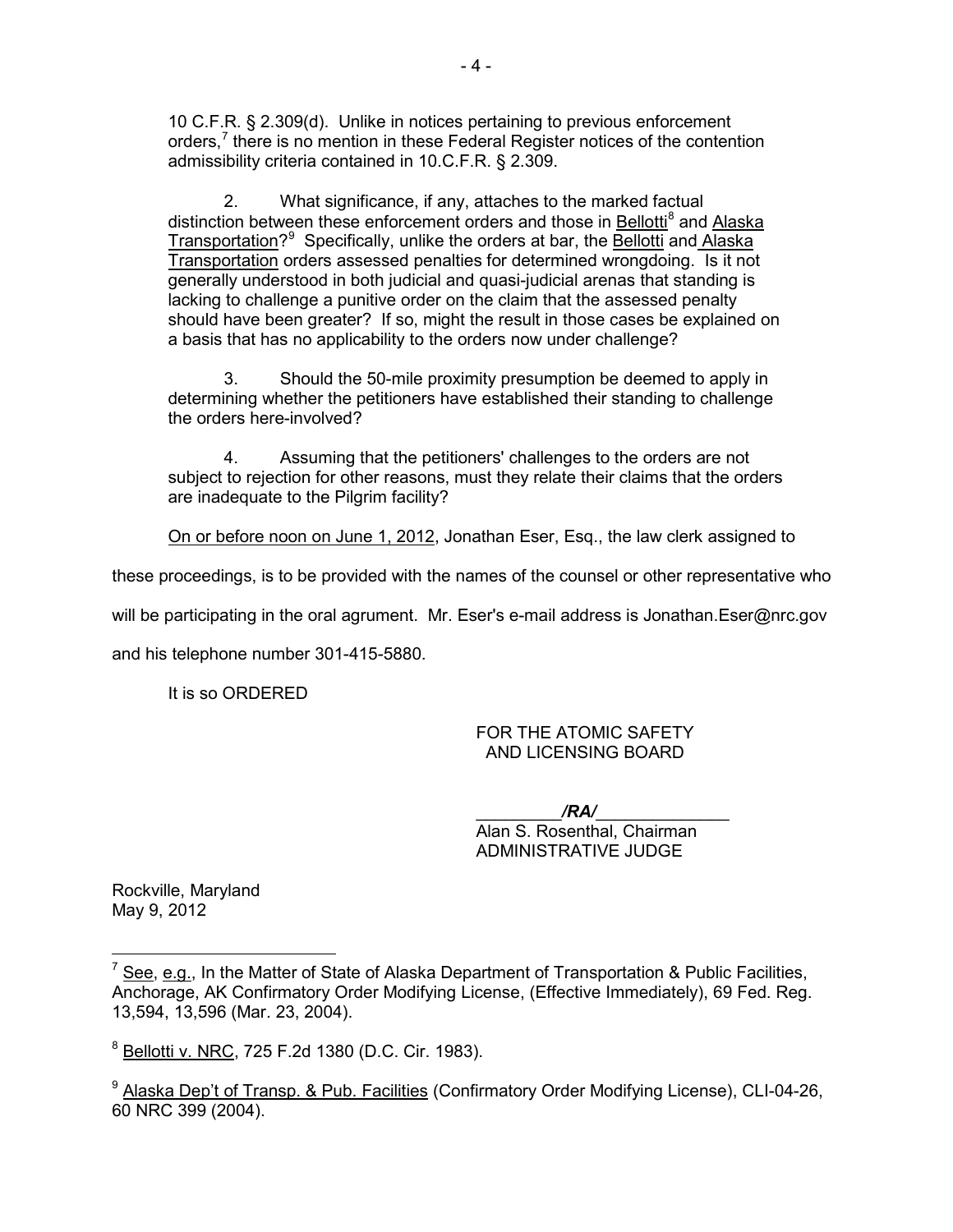10 C.F.R. § 2.309(d). Unlike in notices pertaining to previous enforcement orders,[7] there is no mention in these Federal Register notices of the contention admissibility criteria contained in 10.C.F.R. § 2.309.

2. What significance, if any, attaches to the marked factual distinction between these enforcement orders and those in Bellotti[8] and Alaska Transportation?[9] Specifically, unlike the orders at bar, the Bellotti and Alaska Transportation orders assessed penalties for determined wrongdoing. Is it not generally understood in both judicial and quasi-judicial arenas that standing is lacking to challenge a punitive order on the claim that the assessed penalty should have been greater? If so, might the result in those cases be explained on a basis that has no applicability to the orders now under challenge?

3. Should the 50-mile proximity presumption be deemed to apply in determining whether the petitioners have established their standing to challenge the orders here-involved?

4. Assuming that the petitioners' challenges to the orders are not subject to rejection for other reasons, must they relate their claims that the orders are inadequate to the Pilgrim facility?

On or before noon on June 1, 2012, Jonathan Eser, Esq., the law clerk assigned to these proceedings, is to be provided with the names of the counsel or other representative who will be participating in the oral agrument. Mr. Eser's e-mail address is Jonathan.Eser@nrc.gov and his telephone number 301-415-5880.

It is so ORDERED

FOR THE ATOMIC SAFETY
AND LICENSING BOARD

*/RA/*
Alan S. Rosenthal, Chairman
ADMINISTRATIVE JUDGE

Rockville, Maryland
May 9, 2012

---

[7] See, e.g., In the Matter of State of Alaska Department of Transportation & Public Facilities, Anchorage, AK Confirmatory Order Modifying License, (Effective Immediately), 69 Fed. Reg. 13,594, 13,596 (Mar. 23, 2004).

[8] Bellotti v. NRC, 725 F.2d 1380 (D.C. Cir. 1983).

[9] Alaska Dep't of Transp. & Pub. Facilities (Confirmatory Order Modifying License), CLI-04-26, 60 NRC 399 (2004).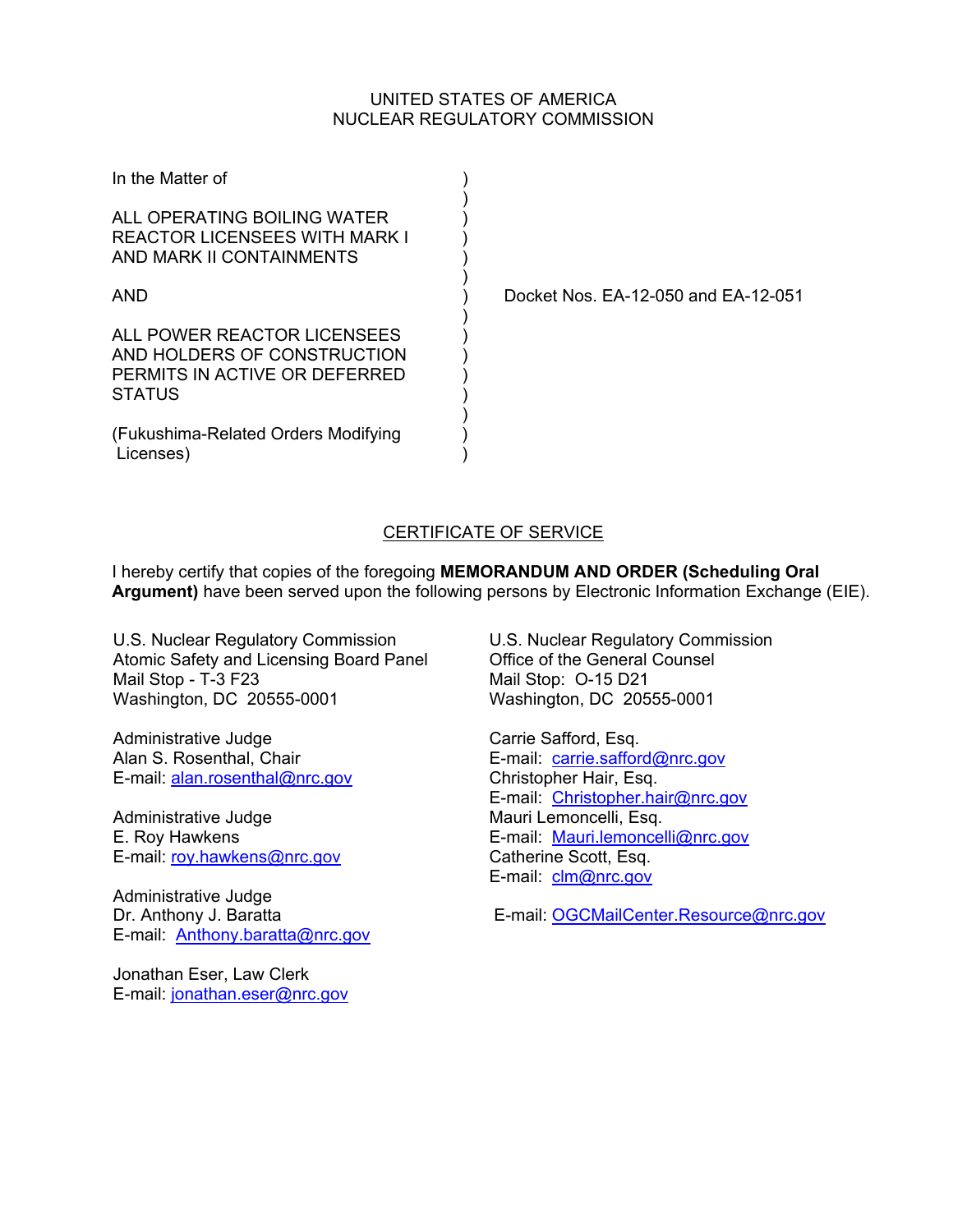UNITED STATES OF AMERICA
NUCLEAR REGULATORY COMMISSION

In the Matter of

ALL OPERATING BOILING WATER REACTOR LICENSEES WITH MARK I AND MARK II CONTAINMENTS

AND

ALL POWER REACTOR LICENSEES AND HOLDERS OF CONSTRUCTION PERMITS IN ACTIVE OR DEFERRED STATUS

(Fukushima-Related Orders Modifying Licenses)

Docket Nos. EA-12-050 and EA-12-051

## CERTIFICATE OF SERVICE

I hereby certify that copies of the foregoing **MEMORANDUM AND ORDER (Scheduling Oral Argument)** have been served upon the following persons by Electronic Information Exchange (EIE).

U.S. Nuclear Regulatory Commission
Atomic Safety and Licensing Board Panel
Mail Stop - T-3 F23
Washington, DC 20555-0001

Administrative Judge
Alan S. Rosenthal, Chair
E-mail: alan.rosenthal@nrc.gov

Administrative Judge
E. Roy Hawkens
E-mail: roy.hawkens@nrc.gov

Administrative Judge
Dr. Anthony J. Baratta
E-mail: Anthony.baratta@nrc.gov

Jonathan Eser, Law Clerk
E-mail: jonathan.eser@nrc.gov

U.S. Nuclear Regulatory Commission
Office of the General Counsel
Mail Stop: O-15 D21
Washington, DC 20555-0001

Carrie Safford, Esq.
E-mail: carrie.safford@nrc.gov
Christopher Hair, Esq.
E-mail: Christopher.hair@nrc.gov
Mauri Lemoncelli, Esq.
E-mail: Mauri.lemoncelli@nrc.gov
Catherine Scott, Esq.
E-mail: clm@nrc.gov

E-mail: OGCMailCenter.Resource@nrc.gov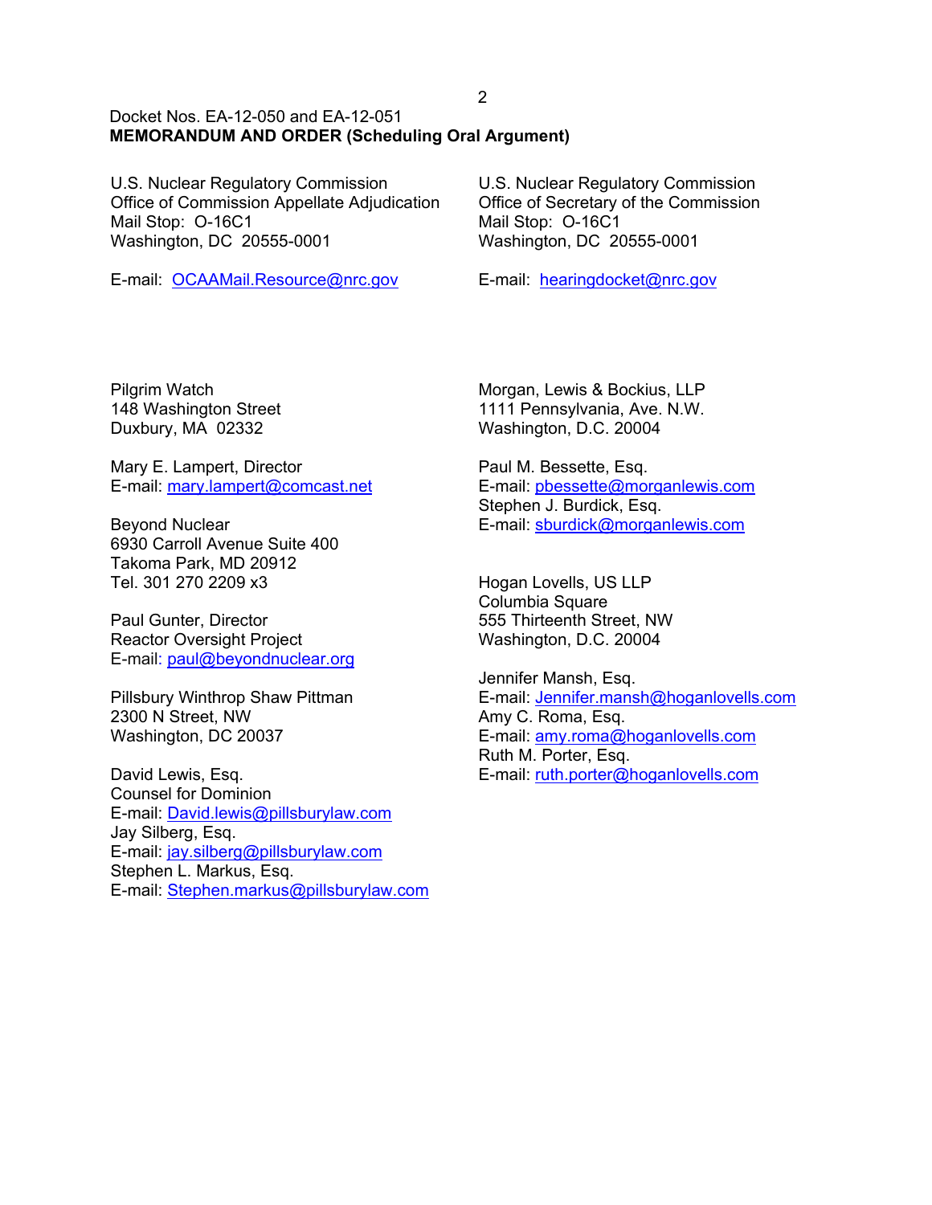Docket Nos. EA-12-050 and EA-12-051
**MEMORANDUM AND ORDER (Scheduling Oral Argument)**

U.S. Nuclear Regulatory Commission
Office of Commission Appellate Adjudication
Mail Stop: O-16C1
Washington, DC 20555-0001

E-mail: OCAAMail.Resource@nrc.gov

U.S. Nuclear Regulatory Commission
Office of Secretary of the Commission
Mail Stop: O-16C1
Washington, DC 20555-0001

E-mail: hearingdocket@nrc.gov

Pilgrim Watch
148 Washington Street
Duxbury, MA 02332

Mary E. Lampert, Director
E-mail: mary.lampert@comcast.net

Beyond Nuclear
6930 Carroll Avenue Suite 400
Takoma Park, MD 20912
Tel. 301 270 2209 x3

Paul Gunter, Director
Reactor Oversight Project
E-mail: paul@beyondnuclear.org

Pillsbury Winthrop Shaw Pittman
2300 N Street, NW
Washington, DC 20037

David Lewis, Esq.
Counsel for Dominion
E-mail: David.lewis@pillsburylaw.com
Jay Silberg, Esq.
E-mail: jay.silberg@pillsburylaw.com
Stephen L. Markus, Esq.
E-mail: Stephen.markus@pillsburylaw.com

Morgan, Lewis & Bockius, LLP
1111 Pennsylvania, Ave. N.W.
Washington, D.C. 20004

Paul M. Bessette, Esq.
E-mail: pbessette@morganlewis.com
Stephen J. Burdick, Esq.
E-mail: sburdick@morganlewis.com

Hogan Lovells, US LLP
Columbia Square
555 Thirteenth Street, NW
Washington, D.C. 20004

Jennifer Mansh, Esq.
E-mail: Jennifer.mansh@hoganlovells.com
Amy C. Roma, Esq.
E-mail: amy.roma@hoganlovells.com
Ruth M. Porter, Esq.
E-mail: ruth.porter@hoganlovells.com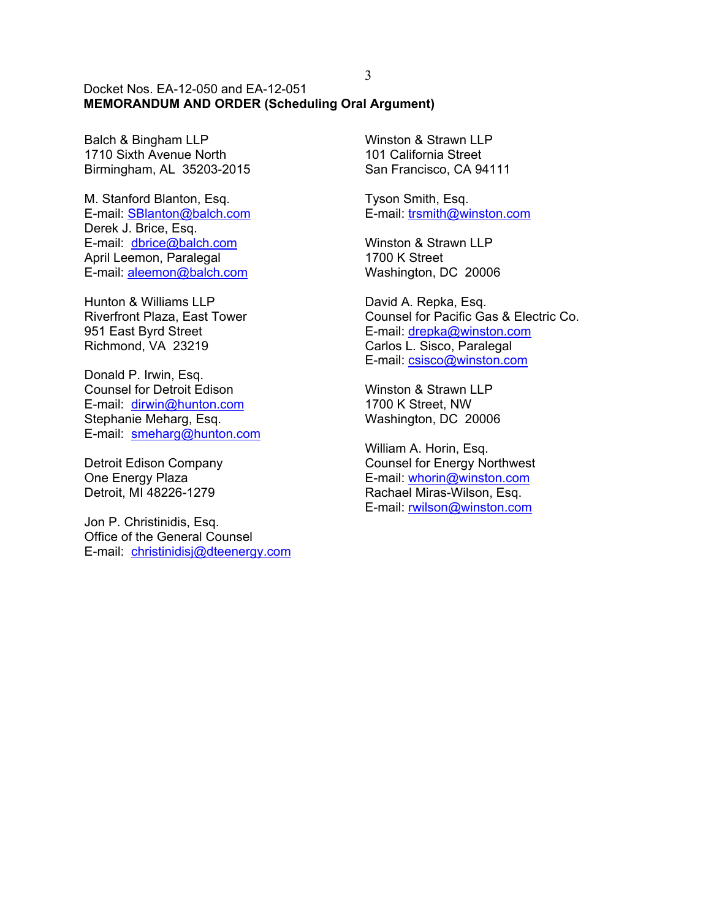Docket Nos. EA-12-050 and EA-12-051
**MEMORANDUM AND ORDER (Scheduling Oral Argument)**

Balch & Bingham LLP
1710 Sixth Avenue North
Birmingham, AL 35203-2015

M. Stanford Blanton, Esq.
E-mail: SBlanton@balch.com
Derek J. Brice, Esq.
E-mail: dbrice@balch.com
April Leemon, Paralegal
E-mail: aleemon@balch.com

Hunton & Williams LLP
Riverfront Plaza, East Tower
951 East Byrd Street
Richmond, VA 23219

Donald P. Irwin, Esq.
Counsel for Detroit Edison
E-mail: dirwin@hunton.com
Stephanie Meharg, Esq.
E-mail: smeharg@hunton.com

Detroit Edison Company
One Energy Plaza
Detroit, MI 48226-1279

Jon P. Christinidis, Esq.
Office of the General Counsel
E-mail: christinidisj@dteenergy.com

Winston & Strawn LLP
101 California Street
San Francisco, CA 94111

Tyson Smith, Esq.
E-mail: trsmith@winston.com

Winston & Strawn LLP
1700 K Street
Washington, DC 20006

David A. Repka, Esq.
Counsel for Pacific Gas & Electric Co.
E-mail: drepka@winston.com
Carlos L. Sisco, Paralegal
E-mail: csisco@winston.com

Winston & Strawn LLP
1700 K Street, NW
Washington, DC 20006

William A. Horin, Esq.
Counsel for Energy Northwest
E-mail: whorin@winston.com
Rachael Miras-Wilson, Esq.
E-mail: rwilson@winston.com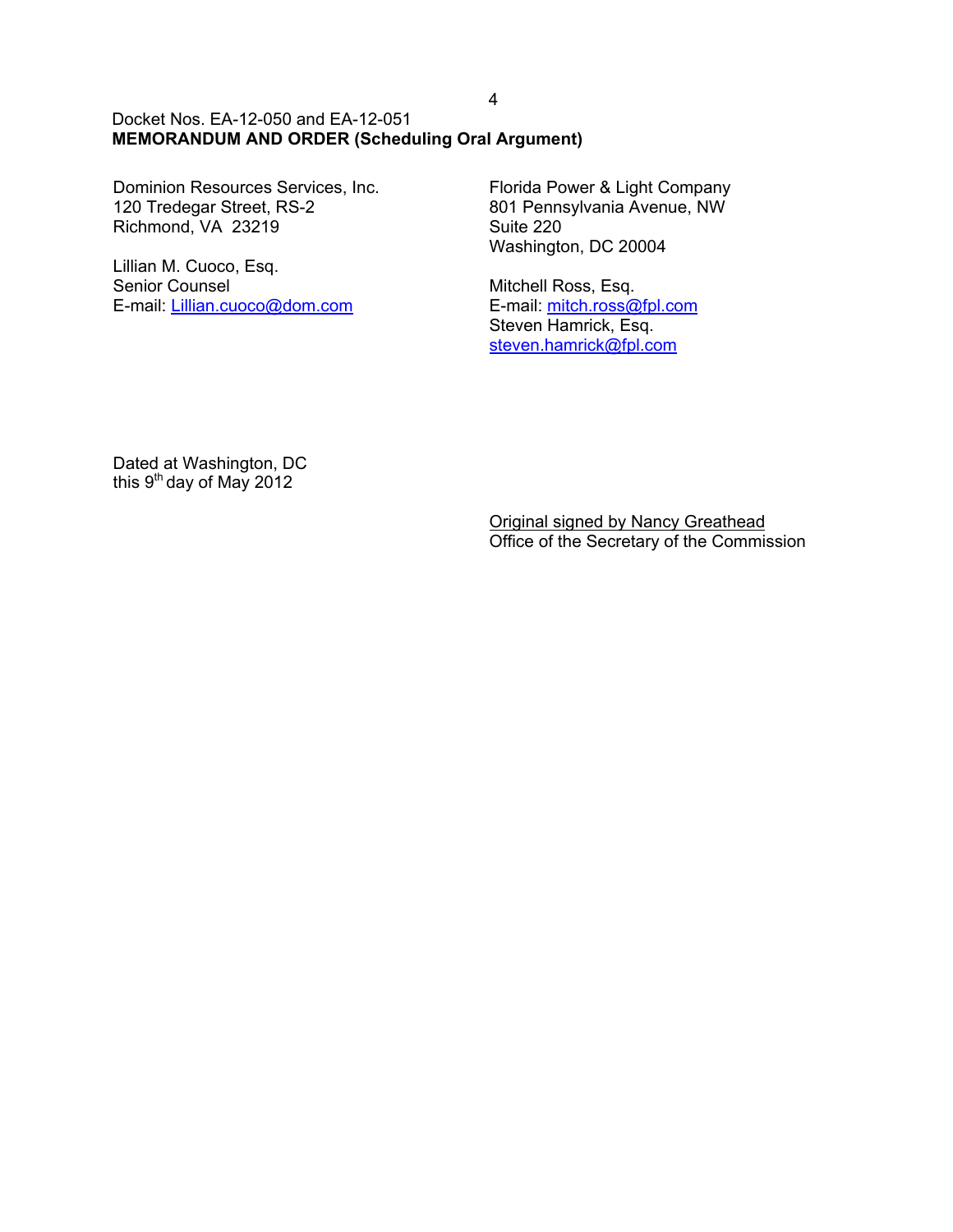Docket Nos. EA-12-050 and EA-12-051
**MEMORANDUM AND ORDER (Scheduling Oral Argument)**

Dominion Resources Services, Inc.
120 Tredegar Street, RS-2
Richmond, VA 23219

Lillian M. Cuoco, Esq.
Senior Counsel
E-mail: Lillian.cuoco@dom.com

Florida Power & Light Company
801 Pennsylvania Avenue, NW
Suite 220
Washington, DC 20004

Mitchell Ross, Esq.
E-mail: mitch.ross@fpl.com
Steven Hamrick, Esq.
steven.hamrick@fpl.com

Dated at Washington, DC
this 9th day of May 2012

Original signed by Nancy Greathead
Office of the Secretary of the Commission